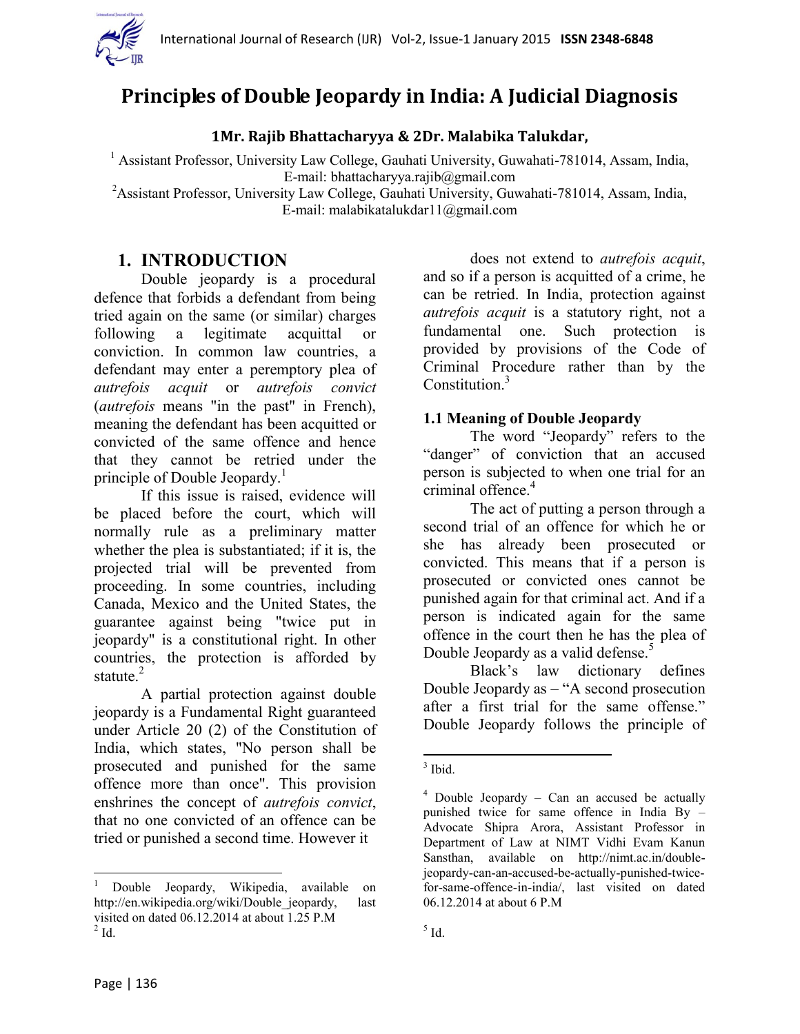# Principles of Double Jeopardy in India: A Judicial Diagnosis

**1Mr. Rajib Bhattacharyya & 2Dr. Malabika Talukdar,**

[1] Assistant Professor, University Law College, Gauhati University, Guwahati-781014, Assam, India, E-mail: bhattacharyya.rajib@gmail.com

[2]Assistant Professor, University Law College, Gauhati University, Guwahati-781014, Assam, India, E-mail: malabikatalukdar11@gmail.com

## 1. INTRODUCTION

Double jeopardy is a procedural defence that forbids a defendant from being tried again on the same (or similar) charges following a legitimate acquittal or conviction. In common law countries, a defendant may enter a peremptory plea of *autrefois acquit* or *autrefois convict* (*autrefois* means "in the past" in French), meaning the defendant has been acquitted or convicted of the same offence and hence that they cannot be retried under the principle of Double Jeopardy.[1]

If this issue is raised, evidence will be placed before the court, which will normally rule as a preliminary matter whether the plea is substantiated; if it is, the projected trial will be prevented from proceeding. In some countries, including Canada, Mexico and the United States, the guarantee against being "twice put in jeopardy" is a constitutional right. In other countries, the protection is afforded by statute.[2]

A partial protection against double jeopardy is a Fundamental Right guaranteed under Article 20 (2) of the Constitution of India, which states, "No person shall be prosecuted and punished for the same offence more than once". This provision enshrines the concept of *autrefois convict*, that no one convicted of an offence can be tried or punished a second time. However it does not extend to *autrefois acquit*, and so if a person is acquitted of a crime, he can be retried. In India, protection against *autrefois acquit* is a statutory right, not a fundamental one. Such protection is provided by provisions of the Code of Criminal Procedure rather than by the Constitution.[3]

### 1.1 Meaning of Double Jeopardy

The word "Jeopardy" refers to the "danger" of conviction that an accused person is subjected to when one trial for an criminal offence.[4]

The act of putting a person through a second trial of an offence for which he or she has already been prosecuted or convicted. This means that if a person is prosecuted or convicted ones cannot be punished again for that criminal act. And if a person is indicated again for the same offence in the court then he has the plea of Double Jeopardy as a valid defense.[5]

Black's law dictionary defines Double Jeopardy as – "A second prosecution after a first trial for the same offense." Double Jeopardy follows the principle of

---

[1] Double Jeopardy, Wikipedia, available on http://en.wikipedia.org/wiki/Double_jeopardy, last visited on dated 06.12.2014 at about 1.25 P.M

[2] Id.

[3] Ibid.

[4] Double Jeopardy – Can an accused be actually punished twice for same offence in India By – Advocate Shipra Arora, Assistant Professor in Department of Law at NIMT Vidhi Evam Kanun Sansthan, available on http://nimt.ac.in/double-jeopardy-can-an-accused-be-actually-punished-twice-for-same-offence-in-india/, last visited on dated 06.12.2014 at about 6 P.M

[5] Id.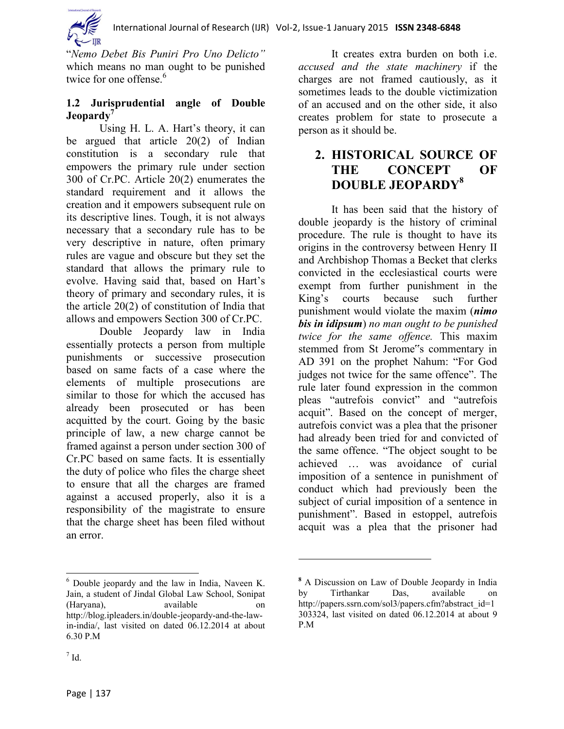"*Nemo Debet Bis Puniri Pro Uno Delicto*" which means no man ought to be punished twice for one offense.[6]

### 1.2 Jurisprudential angle of Double Jeopardy[7]

Using H. L. A. Hart's theory, it can be argued that article 20(2) of Indian constitution is a secondary rule that empowers the primary rule under section 300 of Cr.PC. Article 20(2) enumerates the standard requirement and it allows the creation and it empowers subsequent rule on its descriptive lines. Tough, it is not always necessary that a secondary rule has to be very descriptive in nature, often primary rules are vague and obscure but they set the standard that allows the primary rule to evolve. Having said that, based on Hart's theory of primary and secondary rules, it is the article 20(2) of constitution of India that allows and empowers Section 300 of Cr.PC.

Double Jeopardy law in India essentially protects a person from multiple punishments or successive prosecution based on same facts of a case where the elements of multiple prosecutions are similar to those for which the accused has already been prosecuted or has been acquitted by the court. Going by the basic principle of law, a new charge cannot be framed against a person under section 300 of Cr.PC based on same facts. It is essentially the duty of police who files the charge sheet to ensure that all the charges are framed against a accused properly, also it is a responsibility of the magistrate to ensure that the charge sheet has been filed without an error.

It creates extra burden on both i.e. *accused and the state machinery* if the charges are not framed cautiously, as it sometimes leads to the double victimization of an accused and on the other side, it also creates problem for state to prosecute a person as it should be.

## 2. HISTORICAL SOURCE OF THE CONCEPT OF DOUBLE JEOPARDY[8]

It has been said that the history of double jeopardy is the history of criminal procedure. The rule is thought to have its origins in the controversy between Henry II and Archbishop Thomas a Becket that clerks convicted in the ecclesiastical courts were exempt from further punishment in the King's courts because such further punishment would violate the maxim (***nimo bis in idipsum***) *no man ought to be punished twice for the same offence.* This maxim stemmed from St Jerome‟s commentary in AD 391 on the prophet Nahum: "For God judges not twice for the same offence". The rule later found expression in the common pleas "autrefois convict" and "autrefois acquit". Based on the concept of merger, autrefois convict was a plea that the prisoner had already been tried for and convicted of the same offence. "The object sought to be achieved … was avoidance of curial imposition of a sentence in punishment of conduct which had previously been the subject of curial imposition of a sentence in punishment". Based in estoppel, autrefois acquit was a plea that the prisoner had

---

[6] Double jeopardy and the law in India, Naveen K. Jain, a student of Jindal Global Law School, Sonipat (Haryana), available on http://blog.ipleaders.in/double-jeopardy-and-the-law-in-india/, last visited on dated 06.12.2014 at about 6.30 P.M

[7] Id.

[8] A Discussion on Law of Double Jeopardy in India by Tirthankar Das, available on http://papers.ssrn.com/sol3/papers.cfm?abstract_id=1303324, last visited on dated 06.12.2014 at about 9 P.M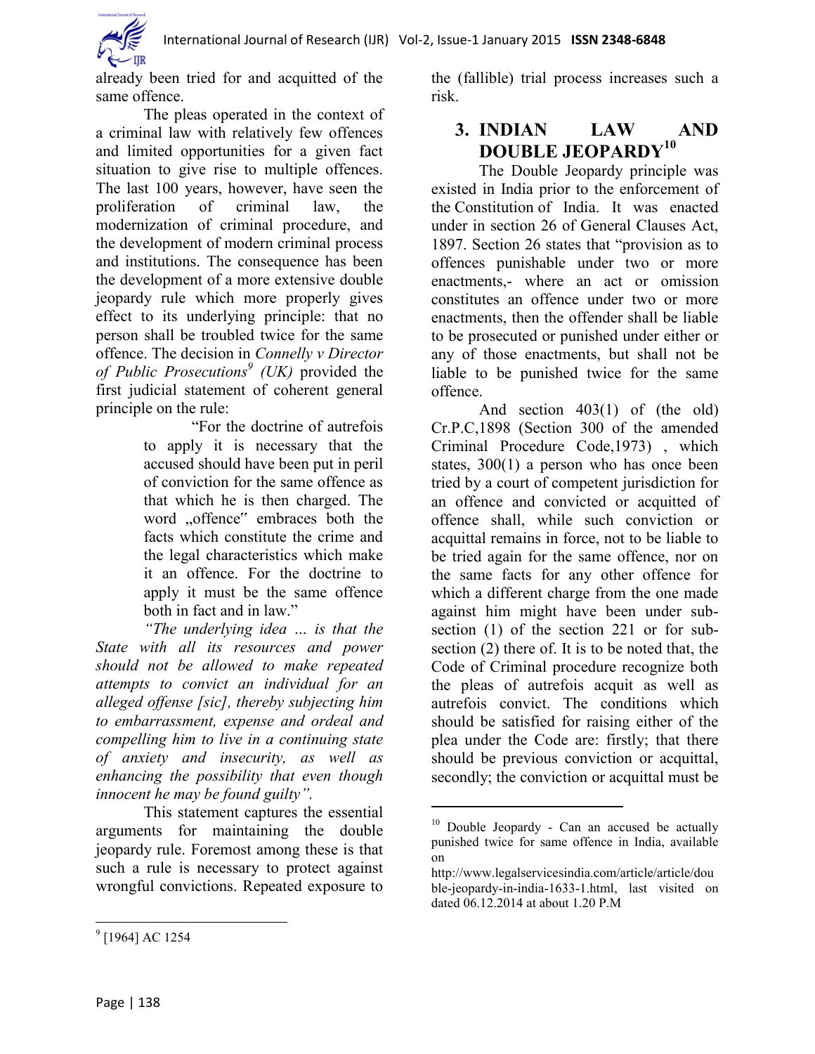already been tried for and acquitted of the same offence.

The pleas operated in the context of a criminal law with relatively few offences and limited opportunities for a given fact situation to give rise to multiple offences. The last 100 years, however, have seen the proliferation of criminal law, the modernization of criminal procedure, and the development of modern criminal process and institutions. The consequence has been the development of a more extensive double jeopardy rule which more properly gives effect to its underlying principle: that no person shall be troubled twice for the same offence. The decision in *Connelly v Director of Public Prosecutions*[9] *(UK)* provided the first judicial statement of coherent general principle on the rule:

> "For the doctrine of autrefois to apply it is necessary that the accused should have been put in peril of conviction for the same offence as that which he is then charged. The word „offence" embraces both the facts which constitute the crime and the legal characteristics which make it an offence. For the doctrine to apply it must be the same offence both in fact and in law."

*"The underlying idea ... is that the State with all its resources and power should not be allowed to make repeated attempts to convict an individual for an alleged offense [sic], thereby subjecting him to embarrassment, expense and ordeal and compelling him to live in a continuing state of anxiety and insecurity, as well as enhancing the possibility that even though innocent he may be found guilty".*

This statement captures the essential arguments for maintaining the double jeopardy rule. Foremost among these is that such a rule is necessary to protect against wrongful convictions. Repeated exposure to the (fallible) trial process increases such a risk.

## 3. INDIAN LAW AND DOUBLE JEOPARDY[10]

The Double Jeopardy principle was existed in India prior to the enforcement of the Constitution of India. It was enacted under in section 26 of General Clauses Act, 1897. Section 26 states that "provision as to offences punishable under two or more enactments,- where an act or omission constitutes an offence under two or more enactments, then the offender shall be liable to be prosecuted or punished under either or any of those enactments, but shall not be liable to be punished twice for the same offence.

And section 403(1) of (the old) Cr.P.C,1898 (Section 300 of the amended Criminal Procedure Code,1973) , which states, 300(1) a person who has once been tried by a court of competent jurisdiction for an offence and convicted or acquitted of offence shall, while such conviction or acquittal remains in force, not to be liable to be tried again for the same offence, nor on the same facts for any other offence for which a different charge from the one made against him might have been under sub-section (1) of the section 221 or for sub-section (2) there of. It is to be noted that, the Code of Criminal procedure recognize both the pleas of autrefois acquit as well as autrefois convict. The conditions which should be satisfied for raising either of the plea under the Code are: firstly; that there should be previous conviction or acquittal, secondly; the conviction or acquittal must be

---

[9] [1964] AC 1254

[10] Double Jeopardy - Can an accused be actually punished twice for same offence in India, available on http://www.legalservicesindia.com/article/article/double-jeopardy-in-india-1633-1.html, last visited on dated 06.12.2014 at about 1.20 P.M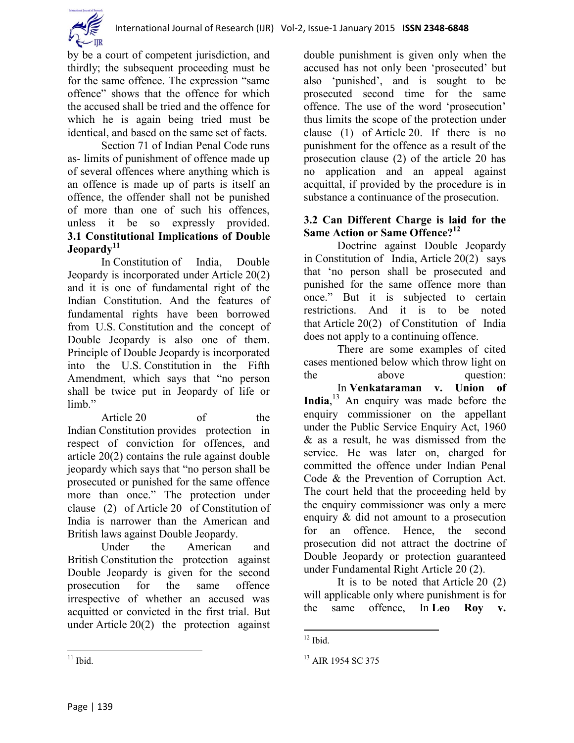by be a court of competent jurisdiction, and thirdly; the subsequent proceeding must be for the same offence. The expression "same offence" shows that the offence for which the accused shall be tried and the offence for which he is again being tried must be identical, and based on the same set of facts.

Section 71 of Indian Penal Code runs as- limits of punishment of offence made up of several offences where anything which is an offence is made up of parts is itself an offence, the offender shall not be punished of more than one of such his offences, unless it be so expressly provided.

### 3.1 Constitutional Implications of Double Jeopardy[11]

In Constitution of India, Double Jeopardy is incorporated under Article 20(2) and it is one of fundamental right of the Indian Constitution. And the features of fundamental rights have been borrowed from U.S. Constitution and the concept of Double Jeopardy is also one of them. Principle of Double Jeopardy is incorporated into the U.S. Constitution in the Fifth Amendment, which says that "no person shall be twice put in Jeopardy of life or limb."

Article 20 of the Indian Constitution provides protection in respect of conviction for offences, and article 20(2) contains the rule against double jeopardy which says that "no person shall be prosecuted or punished for the same offence more than once." The protection under clause (2) of Article 20 of Constitution of India is narrower than the American and British laws against Double Jeopardy.

Under the American and British Constitution the protection against Double Jeopardy is given for the second prosecution for the same offence irrespective of whether an accused was acquitted or convicted in the first trial. But under Article 20(2) the protection against double punishment is given only when the accused has not only been 'prosecuted' but also 'punished', and is sought to be prosecuted second time for the same offence. The use of the word 'prosecution' thus limits the scope of the protection under clause (1) of Article 20. If there is no punishment for the offence as a result of the prosecution clause (2) of the article 20 has no application and an appeal against acquittal, if provided by the procedure is in substance a continuance of the prosecution.

### 3.2 Can Different Charge is laid for the Same Action or Same Offence?[12]

Doctrine against Double Jeopardy in Constitution of India, Article 20(2) says that 'no person shall be prosecuted and punished for the same offence more than once." But it is subjected to certain restrictions. And it is to be noted that Article 20(2) of Constitution of India does not apply to a continuing offence.

There are some examples of cited cases mentioned below which throw light on the above question:

In **Venkataraman v. Union of India**,[13] An enquiry was made before the enquiry commissioner on the appellant under the Public Service Enquiry Act, 1960 & as a result, he was dismissed from the service. He was later on, charged for committed the offence under Indian Penal Code & the Prevention of Corruption Act. The court held that the proceeding held by the enquiry commissioner was only a mere enquiry & did not amount to a prosecution for an offence. Hence, the second prosecution did not attract the doctrine of Double Jeopardy or protection guaranteed under Fundamental Right Article 20 (2).

It is to be noted that Article 20 (2) will applicable only where punishment is for the same offence, In **Leo Roy v.**

---

[11] Ibid.

[12] Ibid.

[13] AIR 1954 SC 375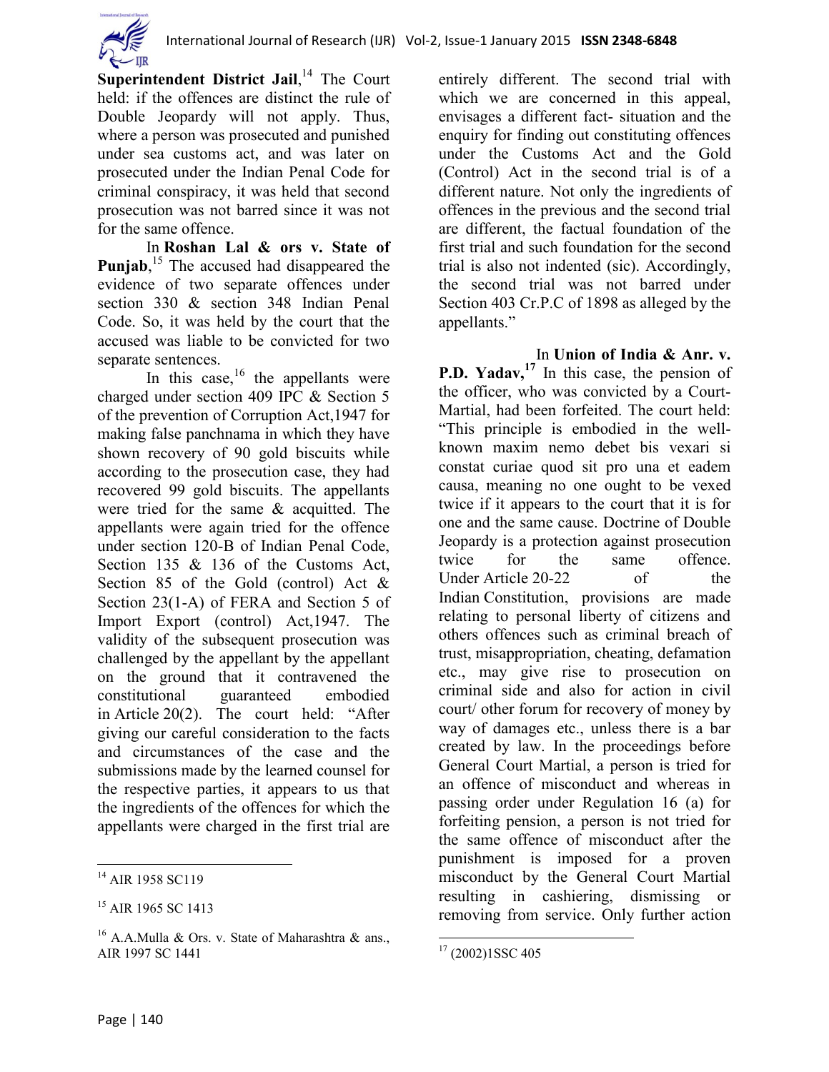**Superintendent District Jail**,[14] The Court held: if the offences are distinct the rule of Double Jeopardy will not apply. Thus, where a person was prosecuted and punished under sea customs act, and was later on prosecuted under the Indian Penal Code for criminal conspiracy, it was held that second prosecution was not barred since it was not for the same offence.

In **Roshan Lal & ors v. State of Punjab**,[15] The accused had disappeared the evidence of two separate offences under section 330 & section 348 Indian Penal Code. So, it was held by the court that the accused was liable to be convicted for two separate sentences.

In this case,[16] the appellants were charged under section 409 IPC & Section 5 of the prevention of Corruption Act,1947 for making false panchnama in which they have shown recovery of 90 gold biscuits while according to the prosecution case, they had recovered 99 gold biscuits. The appellants were tried for the same & acquitted. The appellants were again tried for the offence under section 120-B of Indian Penal Code, Section 135 & 136 of the Customs Act, Section 85 of the Gold (control) Act & Section 23(1-A) of FERA and Section 5 of Import Export (control) Act,1947. The validity of the subsequent prosecution was challenged by the appellant by the appellant on the ground that it contravened the constitutional guaranteed embodied in Article 20(2). The court held: "After giving our careful consideration to the facts and circumstances of the case and the submissions made by the learned counsel for the respective parties, it appears to us that the ingredients of the offences for which the appellants were charged in the first trial are entirely different. The second trial with which we are concerned in this appeal, envisages a different fact- situation and the enquiry for finding out constituting offences under the Customs Act and the Gold (Control) Act in the second trial is of a different nature. Not only the ingredients of offences in the previous and the second trial are different, the factual foundation of the first trial and such foundation for the second trial is also not indented (sic). Accordingly, the second trial was not barred under Section 403 Cr.P.C of 1898 as alleged by the appellants."

In **Union of India & Anr. v. P.D. Yadav,**[17] In this case, the pension of the officer, who was convicted by a Court-Martial, had been forfeited. The court held: "This principle is embodied in the well-known maxim nemo debet bis vexari si constat curiae quod sit pro una et eadem causa, meaning no one ought to be vexed twice if it appears to the court that it is for one and the same cause. Doctrine of Double Jeopardy is a protection against prosecution twice for the same offence. Under Article 20-22 of the Indian Constitution, provisions are made relating to personal liberty of citizens and others offences such as criminal breach of trust, misappropriation, cheating, defamation etc., may give rise to prosecution on criminal side and also for action in civil court/ other forum for recovery of money by way of damages etc., unless there is a bar created by law. In the proceedings before General Court Martial, a person is tried for an offence of misconduct and whereas in passing order under Regulation 16 (a) for forfeiting pension, a person is not tried for the same offence of misconduct after the punishment is imposed for a proven misconduct by the General Court Martial resulting in cashiering, dismissing or removing from service. Only further action

---

[14] AIR 1958 SC119

[15] AIR 1965 SC 1413

[16] A.A.Mulla & Ors. v. State of Maharashtra & ans., AIR 1997 SC 1441

[17] (2002)1SSC 405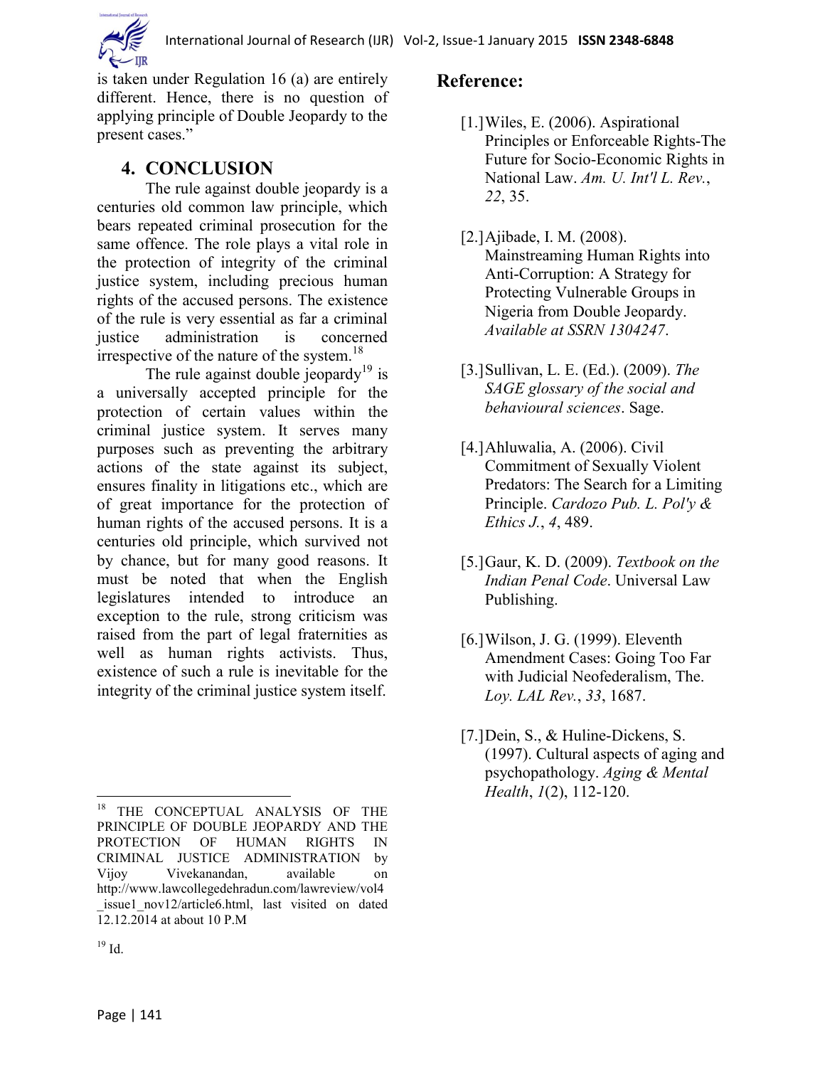is taken under Regulation 16 (a) are entirely different. Hence, there is no question of applying principle of Double Jeopardy to the present cases."

## 4. CONCLUSION

The rule against double jeopardy is a centuries old common law principle, which bears repeated criminal prosecution for the same offence. The role plays a vital role in the protection of integrity of the criminal justice system, including precious human rights of the accused persons. The existence of the rule is very essential as far a criminal justice administration is concerned irrespective of the nature of the system.[18]

The rule against double jeopardy[19] is a universally accepted principle for the protection of certain values within the criminal justice system. It serves many purposes such as preventing the arbitrary actions of the state against its subject, ensures finality in litigations etc., which are of great importance for the protection of human rights of the accused persons. It is a centuries old principle, which survived not by chance, but for many good reasons. It must be noted that when the English legislatures intended to introduce an exception to the rule, strong criticism was raised from the part of legal fraternities as well as human rights activists. Thus, existence of such a rule is inevitable for the integrity of the criminal justice system itself.

[18] THE CONCEPTUAL ANALYSIS OF THE PRINCIPLE OF DOUBLE JEOPARDY AND THE PROTECTION OF HUMAN RIGHTS IN CRIMINAL JUSTICE ADMINISTRATION by Vijoy Vivekanandan, available on http://www.lawcollegedehradun.com/lawreview/vol4_issue1_nov12/article6.html, last visited on dated 12.12.2014 at about 10 P.M

[19] Id.

## Reference:

[1.] Wiles, E. (2006). Aspirational Principles or Enforceable Rights-The Future for Socio-Economic Rights in National Law. *Am. U. Int'l L. Rev.*, *22*, 35.

[2.] Ajibade, I. M. (2008). Mainstreaming Human Rights into Anti-Corruption: A Strategy for Protecting Vulnerable Groups in Nigeria from Double Jeopardy. *Available at SSRN 1304247*.

[3.] Sullivan, L. E. (Ed.). (2009). *The SAGE glossary of the social and behavioural sciences*. Sage.

[4.] Ahluwalia, A. (2006). Civil Commitment of Sexually Violent Predators: The Search for a Limiting Principle. *Cardozo Pub. L. Pol'y & Ethics J.*, *4*, 489.

[5.] Gaur, K. D. (2009). *Textbook on the Indian Penal Code*. Universal Law Publishing.

[6.] Wilson, J. G. (1999). Eleventh Amendment Cases: Going Too Far with Judicial Neofederalism, The. *Loy. LAL Rev.*, *33*, 1687.

[7.] Dein, S., & Huline-Dickens, S. (1997). Cultural aspects of aging and psychopathology. *Aging & Mental Health*, *1*(2), 112-120.